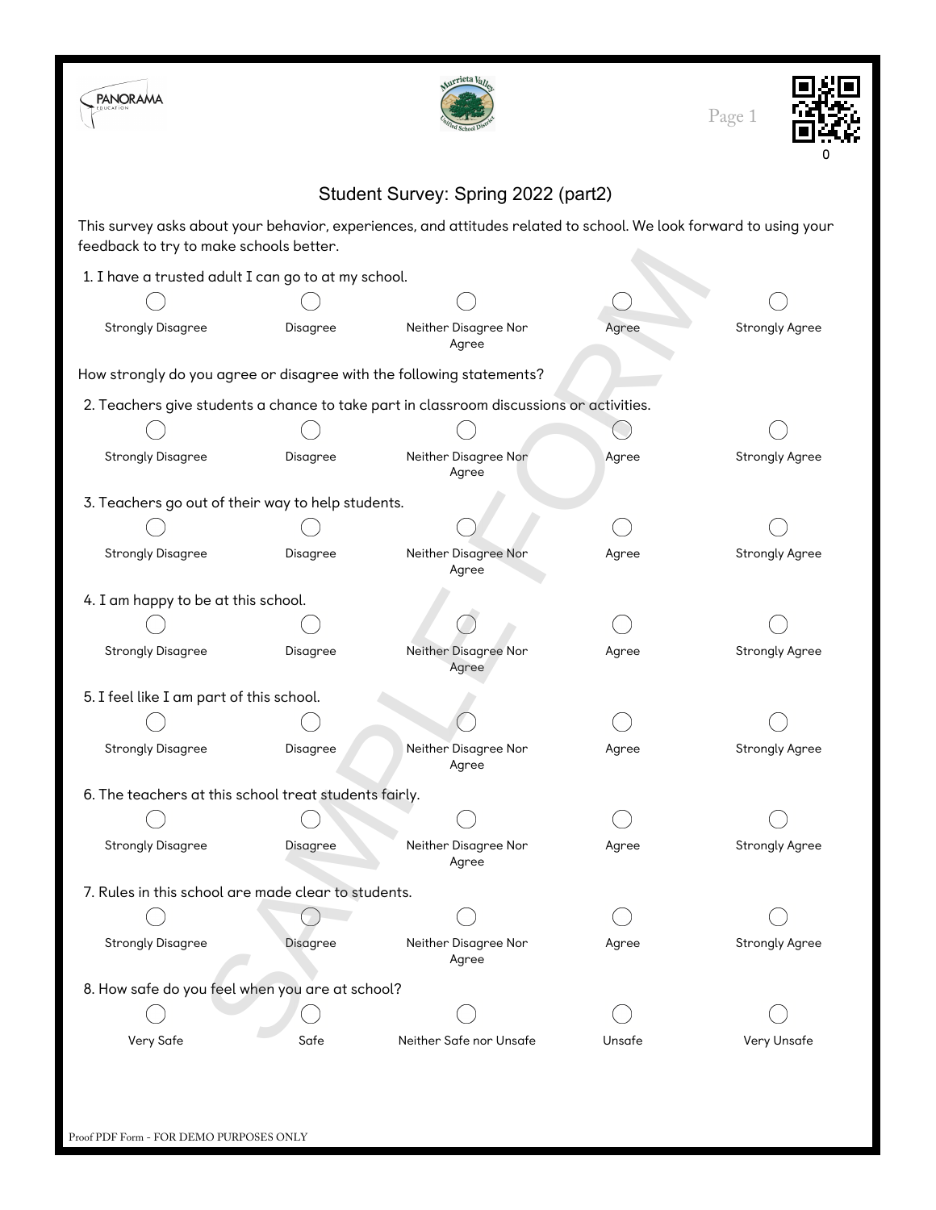# Student Survey: Spring 2022 (part2)

This survey asks about your behavior, experiences, and attitudes related to school. We look forward to using your feedback to try to make schools better.

1. I have a trusted adult I can go to at my school.

○ Strongly Disagree ○ Disagree ○ Neither Disagree Nor Agree ○ Agree ○ Strongly Agree

How strongly do you agree or disagree with the following statements?

2. Teachers give students a chance to take part in classroom discussions or activities.

○ Strongly Disagree ○ Disagree ○ Neither Disagree Nor Agree ○ Agree ○ Strongly Agree

3. Teachers go out of their way to help students.

○ Strongly Disagree ○ Disagree ○ Neither Disagree Nor Agree ○ Agree ○ Strongly Agree

4. I am happy to be at this school.

○ Strongly Disagree ○ Disagree ○ Neither Disagree Nor Agree ○ Agree ○ Strongly Agree

5. I feel like I am part of this school.

○ Strongly Disagree ○ Disagree ○ Neither Disagree Nor Agree ○ Agree ○ Strongly Agree

6. The teachers at this school treat students fairly.

○ Strongly Disagree ○ Disagree ○ Neither Disagree Nor Agree ○ Agree ○ Strongly Agree

7. Rules in this school are made clear to students.

○ Strongly Disagree ○ Disagree ○ Neither Disagree Nor Agree ○ Agree ○ Strongly Agree

8. How safe do you feel when you are at school?

○ Very Safe ○ Safe ○ Neither Safe nor Unsafe ○ Unsafe ○ Very Unsafe

Proof PDF Form - FOR DEMO PURPOSES ONLY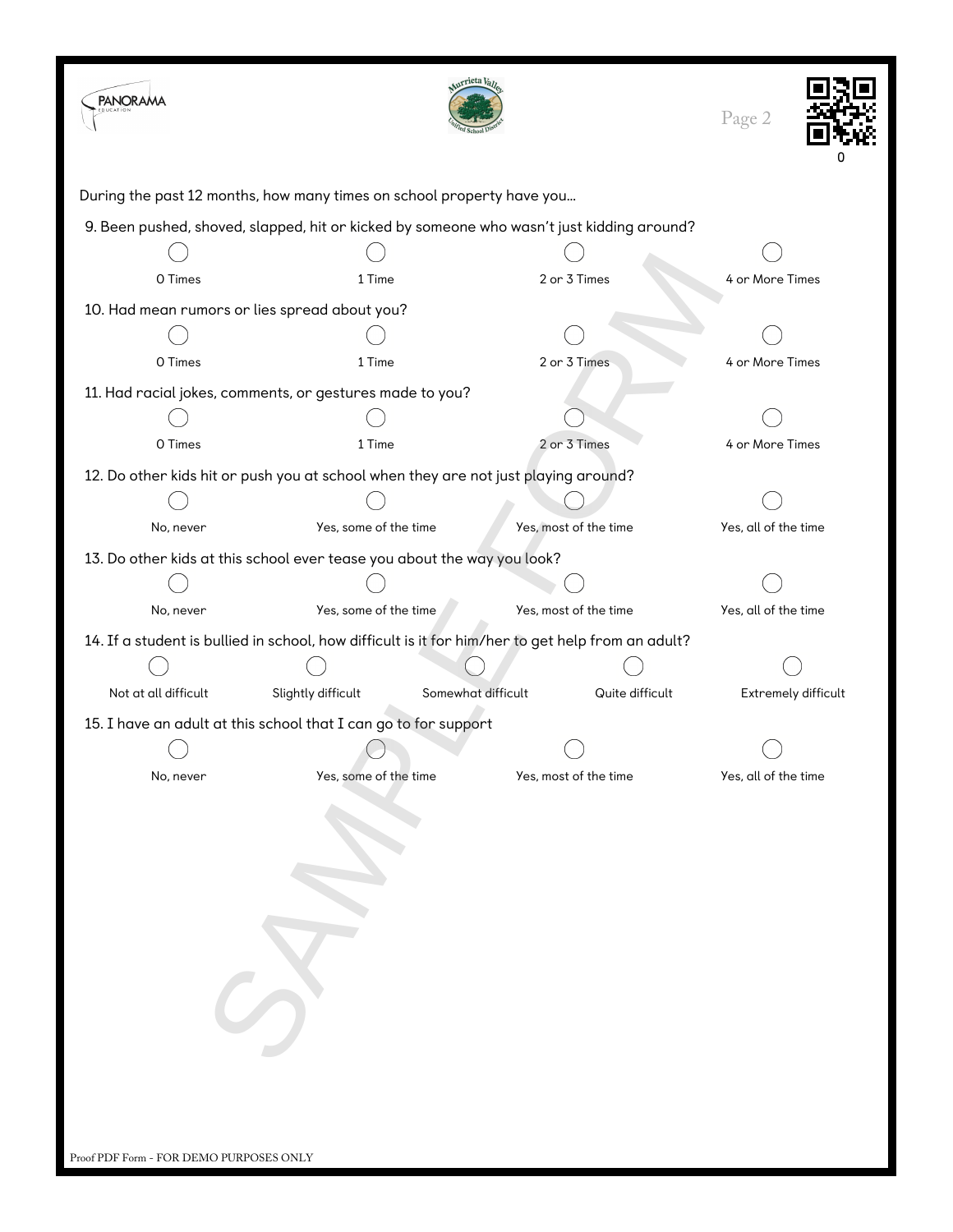During the past 12 months, how many times on school property have you...

9. Been pushed, shoved, slapped, hit or kicked by someone who wasn't just kidding around?

- ◯ 0 Times
- ◯ 1 Time
- ◯ 2 or 3 Times
- ◯ 4 or More Times

10. Had mean rumors or lies spread about you?

- ◯ 0 Times
- ◯ 1 Time
- ◯ 2 or 3 Times
- ◯ 4 or More Times

11. Had racial jokes, comments, or gestures made to you?

- ◯ 0 Times
- ◯ 1 Time
- ◯ 2 or 3 Times
- ◯ 4 or More Times

12. Do other kids hit or push you at school when they are not just playing around?

- ◯ No, never
- ◯ Yes, some of the time
- ◯ Yes, most of the time
- ◯ Yes, all of the time

13. Do other kids at this school ever tease you about the way you look?

- ◯ No, never
- ◯ Yes, some of the time
- ◯ Yes, most of the time
- ◯ Yes, all of the time

14. If a student is bullied in school, how difficult is it for him/her to get help from an adult?

- ◯ Not at all difficult
- ◯ Slightly difficult
- ◯ Somewhat difficult
- ◯ Quite difficult
- ◯ Extremely difficult

15. I have an adult at this school that I can go to for support

- ◯ No, never
- ◯ Yes, some of the time
- ◯ Yes, most of the time
- ◯ Yes, all of the time

SAMPLE FORM

Proof PDF Form - FOR DEMO PURPOSES ONLY